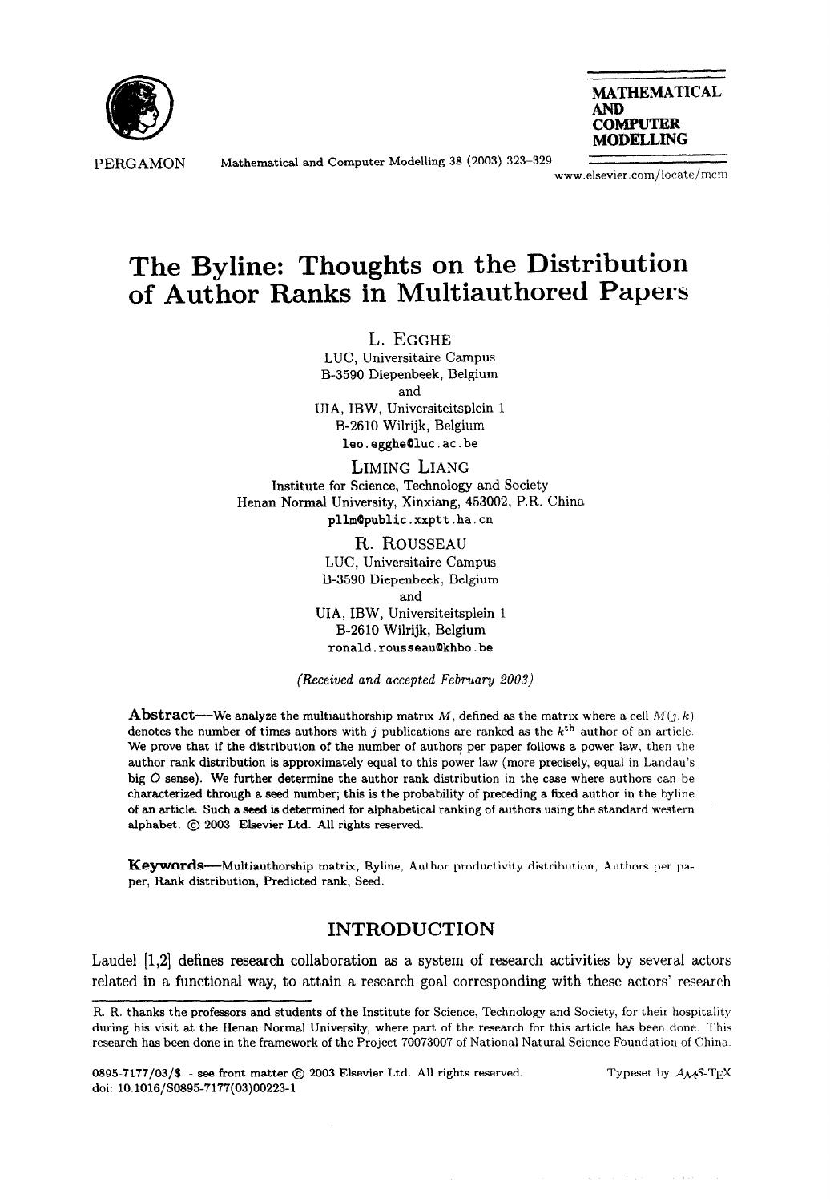# The Byline: Thoughts on the Distribution of Author Ranks in Multiauthored Papers

L. EGGHE
LUC, Universitaire Campus
B-3590 Diepenbeek, Belgium
and
UIA, IBW, Universiteitsplein 1
B-2610 Wilrijk, Belgium
leo.egghe@luc.ac.be

LIMING LIANG
Institute for Science, Technology and Society
Henan Normal University, Xinxiang, 453002, P.R. China
pllm@public.xxptt.ha.cn

R. ROUSSEAU
LUC, Universitaire Campus
B-3590 Diepenbeek, Belgium
and
UIA, IBW, Universiteitsplein 1
B-2610 Wilrijk, Belgium
ronald.rousseau@khbo.be

*(Received and accepted February 2003)*

**Abstract**—We analyze the multiauthorship matrix $M$, defined as the matrix where a cell $M(j, k)$ denotes the number of times authors with $j$ publications are ranked as the $k^{\text{th}}$ author of an article. We prove that if the distribution of the number of authors per paper follows a power law, then the author rank distribution is approximately equal to this power law (more precisely, equal in Landau's big $O$ sense). We further determine the author rank distribution in the case where authors can be characterized through a seed number; this is the probability of preceding a fixed author in the byline of an article. Such a seed is determined for alphabetical ranking of authors using the standard western alphabet. © 2003 Elsevier Ltd. All rights reserved.

**Keywords**—Multiauthorship matrix, Byline, Author productivity distribution, Authors per paper, Rank distribution, Predicted rank, Seed.

## INTRODUCTION

Laudel [1,2] defines research collaboration as a system of research activities by several actors related in a functional way, to attain a research goal corresponding with these actors' research

---

R. R. thanks the professors and students of the Institute for Science, Technology and Society, for their hospitality during his visit at the Henan Normal University, where part of the research for this article has been done. This research has been done in the framework of the Project 70073007 of National Natural Science Foundation of China.

0895-7177/03/$ - see front matter © 2003 Elsevier Ltd. All rights reserved.
doi: 10.1016/S0895-7177(03)00223-1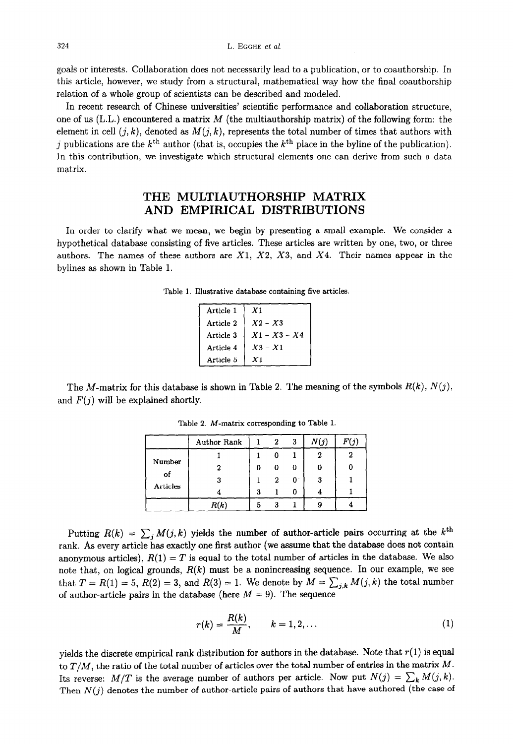goals or interests. Collaboration does not necessarily lead to a publication, or to coauthorship. In this article, however, we study from a structural, mathematical way how the final coauthorship relation of a whole group of scientists can be described and modeled.

In recent research of Chinese universities' scientific performance and collaboration structure, one of us (L.L.) encountered a matrix $M$ (the multiauthorship matrix) of the following form: the element in cell $(j, k)$, denoted as $M(j, k)$, represents the total number of times that authors with $j$ publications are the $k^{\text{th}}$ author (that is, occupies the $k^{\text{th}}$ place in the byline of the publication). In this contribution, we investigate which structural elements one can derive from such a data matrix.

## THE MULTIAUTHORSHIP MATRIX AND EMPIRICAL DISTRIBUTIONS

In order to clarify what we mean, we begin by presenting a small example. We consider a hypothetical database consisting of five articles. These articles are written by one, two, or three authors. The names of these authors are $X1$, $X2$, $X3$, and $X4$. Their names appear in the bylines as shown in Table 1.

Table 1. Illustrative database containing five articles.

| | |
|---|---|
| Article 1 | $X1$ |
| Article 2 | $X2$ - $X3$ |
| Article 3 | $X1$ - $X3$ - $X4$ |
| Article 4 | $X3$ - $X1$ |
| Article 5 | $X1$ |

The $M$-matrix for this database is shown in Table 2. The meaning of the symbols $R(k)$, $N(j)$, and $F(j)$ will be explained shortly.

Table 2. $M$-matrix corresponding to Table 1.

| | Author Rank | 1 | 2 | 3 | $N(j)$ | $F(j)$ |
|---|---|---|---|---|---|---|
| Number of Articles | 1 | 1 | 0 | 1 | 2 | 2 |
| | 2 | 0 | 0 | 0 | 0 | 0 |
| | 3 | 1 | 2 | 0 | 3 | 1 |
| | 4 | 3 | 1 | 0 | 4 | 1 |
| | $R(k)$ | 5 | 3 | 1 | 9 | 4 |

Putting $R(k) = \sum_j M(j,k)$ yields the number of author-article pairs occurring at the $k^{\text{th}}$ rank. As every article has exactly one first author (we assume that the database does not contain anonymous articles), $R(1) = T$ is equal to the total number of articles in the database. We also note that, on logical grounds, $R(k)$ must be a nonincreasing sequence. In our example, we see that $T = R(1) = 5$, $R(2) = 3$, and $R(3) = 1$. We denote by $M = \sum_{j,k} M(j,k)$ the total number of author-article pairs in the database (here $M = 9$). The sequence

$$r(k) = \frac{R(k)}{M}, \qquad k = 1, 2, \ldots \tag{1}$$

yields the discrete empirical rank distribution for authors in the database. Note that $r(1)$ is equal to $T/M$, the ratio of the total number of articles over the total number of entries in the matrix $M$. Its reverse: $M/T$ is the average number of authors per article. Now put $N(j) = \sum_k M(j,k)$. Then $N(j)$ denotes the number of author-article pairs of authors that have authored (the case of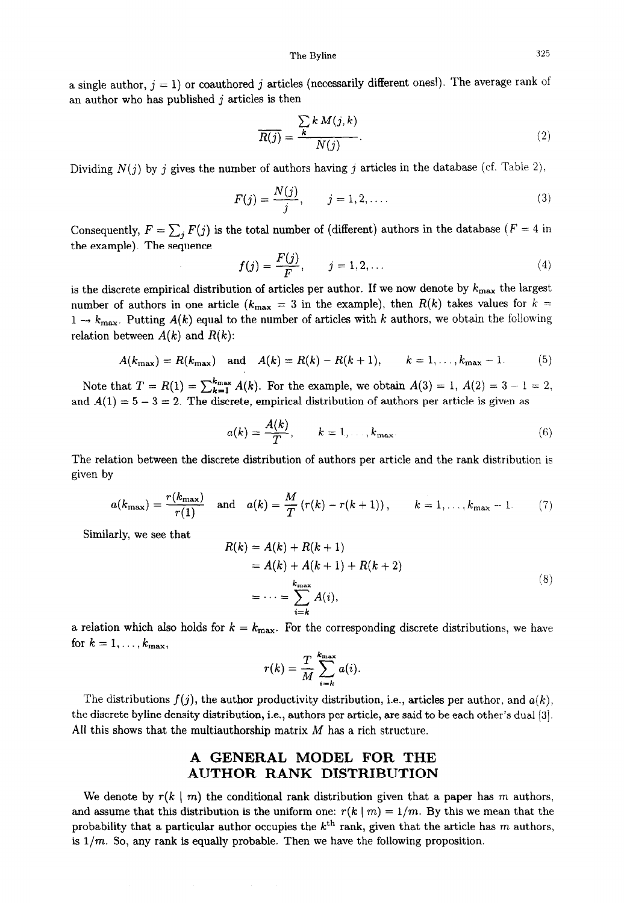a single author, $j = 1$) or coauthored $j$ articles (necessarily different ones!). The average rank of an author who has published $j$ articles is then

$$\overline{R(j)} = \frac{\sum_k k\, M(j,k)}{N(j)}. \tag{2}$$

Dividing $N(j)$ by $j$ gives the number of authors having $j$ articles in the database (cf. Table 2),

$$F(j) = \frac{N(j)}{j}, \qquad j = 1, 2, \ldots \tag{3}$$

Consequently, $F = \sum_j F(j)$ is the total number of (different) authors in the database ($F = 4$ in the example). The sequence

$$f(j) = \frac{F(j)}{F}, \qquad j = 1, 2, \ldots \tag{4}$$

is the discrete empirical distribution of articles per author. If we now denote by $k_{\max}$ the largest number of authors in one article ($k_{\max} = 3$ in the example), then $R(k)$ takes values for $k = 1 \rightarrow k_{\max}$. Putting $A(k)$ equal to the number of articles with $k$ authors, we obtain the following relation between $A(k)$ and $R(k)$:

$$A(k_{\max}) = R(k_{\max}) \quad \text{and} \quad A(k) = R(k) - R(k+1), \qquad k = 1, \ldots, k_{\max} - 1. \tag{5}$$

Note that $T = R(1) = \sum_{k=1}^{k_{\max}} A(k)$. For the example, we obtain $A(3) = 1$, $A(2) = 3 - 1 = 2$, and $A(1) = 5 - 3 = 2$. The discrete, empirical distribution of authors per article is given as

$$a(k) = \frac{A(k)}{T}, \qquad k = 1, \ldots, k_{\max}. \tag{6}$$

The relation between the discrete distribution of authors per article and the rank distribution is given by

$$a(k_{\max}) = \frac{r(k_{\max})}{r(1)} \quad \text{and} \quad a(k) = \frac{M}{T}\left(r(k) - r(k+1)\right), \qquad k = 1, \ldots, k_{\max} - 1. \tag{7}$$

Similarly, we see that

$$\begin{aligned} R(k) &= A(k) + R(k+1) \\ &= A(k) + A(k+1) + R(k+2) \\ &= \cdots = \sum_{i=k}^{k_{\max}} A(i), \end{aligned} \tag{8}$$

a relation which also holds for $k = k_{\max}$. For the corresponding discrete distributions, we have for $k = 1, \ldots, k_{\max}$,

$$r(k) = \frac{T}{M} \sum_{i=k}^{k_{\max}} a(i).$$

The distributions $f(j)$, the author productivity distribution, i.e., articles per author, and $a(k)$, the discrete byline density distribution, i.e., authors per article, are said to be each other's dual [3]. All this shows that the multiauthorship matrix $M$ has a rich structure.

## A GENERAL MODEL FOR THE AUTHOR RANK DISTRIBUTION

We denote by $r(k \mid m)$ the conditional rank distribution given that a paper has $m$ authors, and assume that this distribution is the uniform one: $r(k \mid m) = 1/m$. By this we mean that the probability that a particular author occupies the $k^{\text{th}}$ rank, given that the article has $m$ authors, is $1/m$. So, any rank is equally probable. Then we have the following proposition.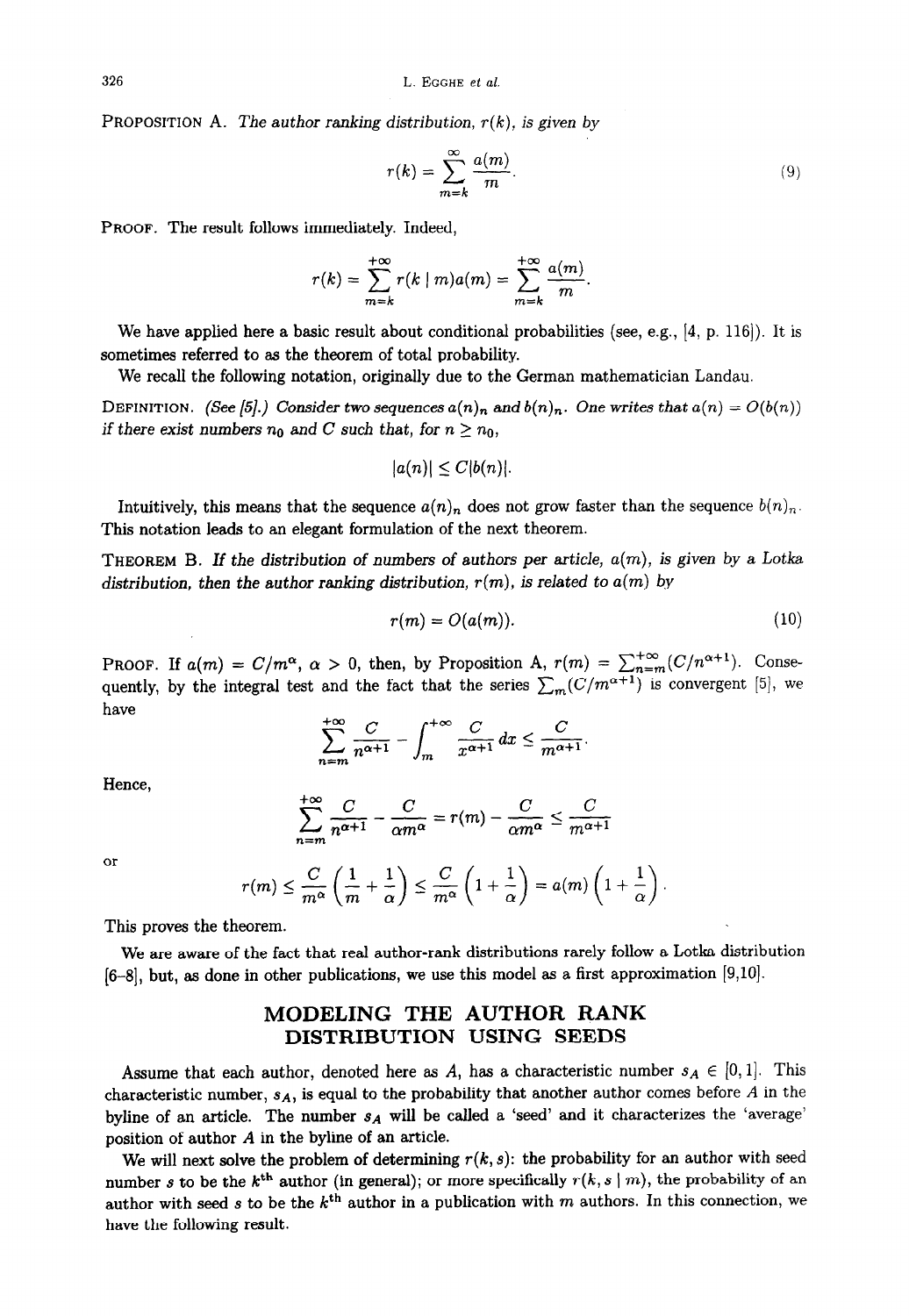**PROPOSITION A.** *The author ranking distribution, $r(k)$, is given by*

$$r(k) = \sum_{m=k}^{\infty} \frac{a(m)}{m}. \tag{9}$$

**PROOF.** The result follows immediately. Indeed,

$$r(k) = \sum_{m=k}^{+\infty} r(k \mid m)a(m) = \sum_{m=k}^{+\infty} \frac{a(m)}{m}.$$

We have applied here a basic result about conditional probabilities (see, e.g., [4, p. 116]). It is sometimes referred to as the theorem of total probability.

We recall the following notation, originally due to the German mathematician Landau.

**DEFINITION.** *(See [5].) Consider two sequences $a(n)_n$ and $b(n)_n$. One writes that $a(n) = O(b(n))$ if there exist numbers $n_0$ and $C$ such that, for $n \geq n_0$,*

$$|a(n)| \leq C|b(n)|.$$

Intuitively, this means that the sequence $a(n)_n$ does not grow faster than the sequence $b(n)_n$. This notation leads to an elegant formulation of the next theorem.

**THEOREM B.** *If the distribution of numbers of authors per article, $a(m)$, is given by a Lotka distribution, then the author ranking distribution, $r(m)$, is related to $a(m)$ by*

$$r(m) = O(a(m)). \tag{10}$$

**PROOF.** If $a(m) = C/m^\alpha$, $\alpha > 0$, then, by Proposition A, $r(m) = \sum_{n=m}^{+\infty}(C/n^{\alpha+1})$. Consequently, by the integral test and the fact that the series $\sum_m (C/m^{\alpha+1})$ is convergent [5], we have

$$\sum_{n=m}^{+\infty} \frac{C}{n^{\alpha+1}} - \int_m^{+\infty} \frac{C}{x^{\alpha+1}}\, dx \leq \frac{C}{m^{\alpha+1}}.$$

Hence,

$$\sum_{n=m}^{+\infty} \frac{C}{n^{\alpha+1}} - \frac{C}{\alpha m^\alpha} = r(m) - \frac{C}{\alpha m^\alpha} \leq \frac{C}{m^{\alpha+1}}$$

or

$$r(m) \leq \frac{C}{m^\alpha}\left(\frac{1}{m} + \frac{1}{\alpha}\right) \leq \frac{C}{m^\alpha}\left(1 + \frac{1}{\alpha}\right) = a(m)\left(1 + \frac{1}{\alpha}\right).$$

This proves the theorem.

We are aware of the fact that real author-rank distributions rarely follow a Lotka distribution [6–8], but, as done in other publications, we use this model as a first approximation [9,10].

## MODELING THE AUTHOR RANK DISTRIBUTION USING SEEDS

Assume that each author, denoted here as $A$, has a characteristic number $s_A \in [0, 1]$. This characteristic number, $s_A$, is equal to the probability that another author comes before $A$ in the byline of an article. The number $s_A$ will be called a 'seed' and it characterizes the 'average' position of author $A$ in the byline of an article.

We will next solve the problem of determining $r(k, s)$: the probability for an author with seed number $s$ to be the $k^{\text{th}}$ author (in general); or more specifically $r(k, s \mid m)$, the probability of an author with seed $s$ to be the $k^{\text{th}}$ author in a publication with $m$ authors. In this connection, we have the following result.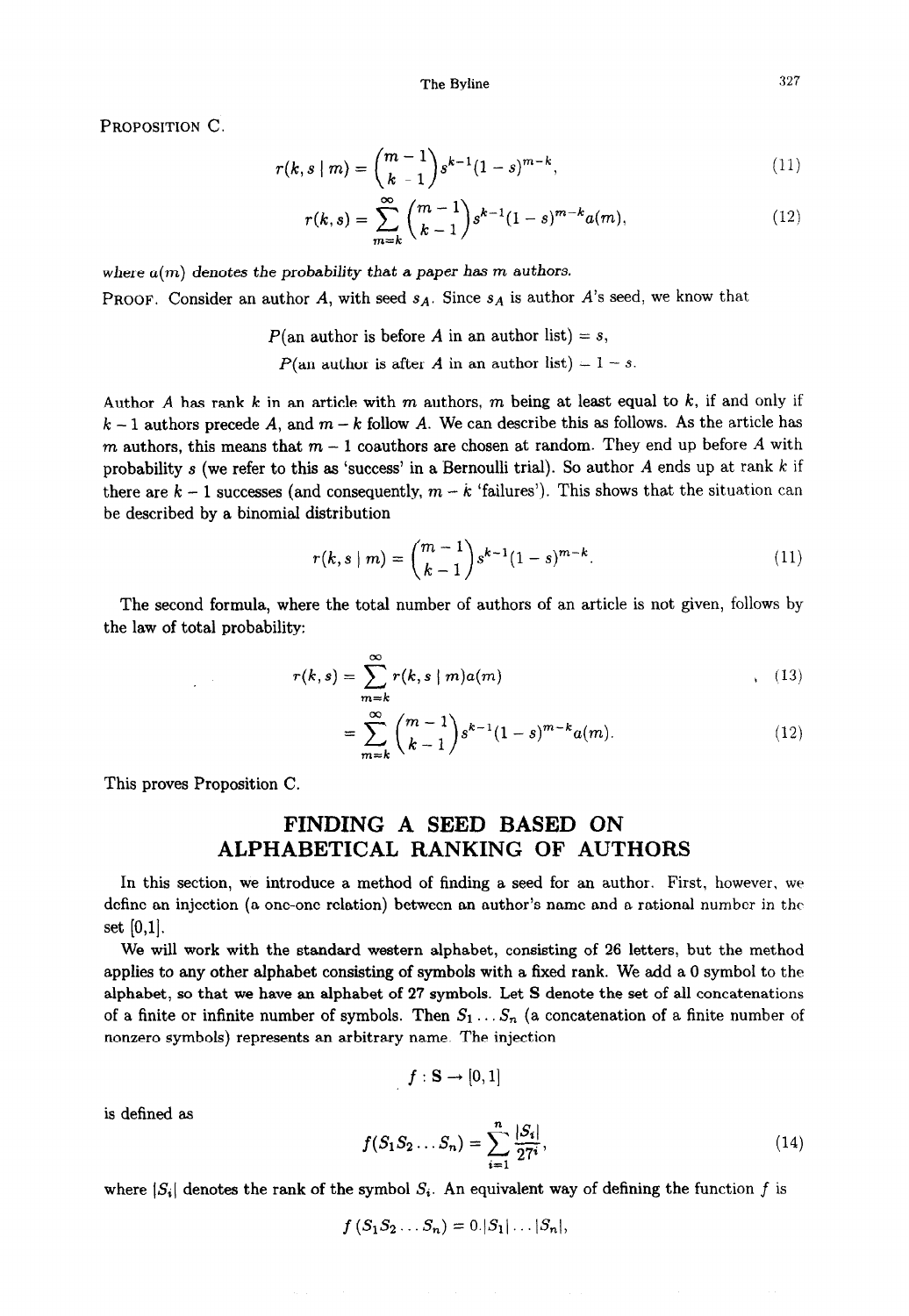PROPOSITION C.

$$r(k, s \mid m) = \binom{m-1}{k-1} s^{k-1}(1-s)^{m-k}, \tag{11}$$

$$r(k, s) = \sum_{m=k}^{\infty} \binom{m-1}{k-1} s^{k-1}(1-s)^{m-k} a(m), \tag{12}$$

*where $a(m)$ denotes the probability that a paper has $m$ authors.*

PROOF. Consider an author $A$, with seed $s_A$. Since $s_A$ is author $A$'s seed, we know that

$$P(\text{an author is before } A \text{ in an author list}) = s,$$
$$P(\text{an author is after } A \text{ in an author list}) = 1 - s.$$

Author $A$ has rank $k$ in an article with $m$ authors, $m$ being at least equal to $k$, if and only if $k-1$ authors precede $A$, and $m-k$ follow $A$. We can describe this as follows. As the article has $m$ authors, this means that $m-1$ coauthors are chosen at random. They end up before $A$ with probability $s$ (we refer to this as 'success' in a Bernoulli trial). So author $A$ ends up at rank $k$ if there are $k-1$ successes (and consequently, $m-k$ 'failures'). This shows that the situation can be described by a binomial distribution

$$r(k, s \mid m) = \binom{m-1}{k-1} s^{k-1}(1-s)^{m-k}. \tag{11}$$

The second formula, where the total number of authors of an article is not given, follows by the law of total probability:

$$r(k, s) = \sum_{m=k}^{\infty} r(k, s \mid m) a(m) \tag{13}$$

$$= \sum_{m=k}^{\infty} \binom{m-1}{k-1} s^{k-1}(1-s)^{m-k} a(m). \tag{12}$$

This proves Proposition C.

## FINDING A SEED BASED ON ALPHABETICAL RANKING OF AUTHORS

In this section, we introduce a method of finding a seed for an author. First, however, we define an injection (a one-one relation) between an author's name and a rational number in the set $[0,1]$.

We will work with the standard western alphabet, consisting of 26 letters, but the method applies to any other alphabet consisting of symbols with a fixed rank. We add a 0 symbol to the alphabet, so that we have an alphabet of 27 symbols. Let $\mathbf{S}$ denote the set of all concatenations of a finite or infinite number of symbols. Then $S_1 \ldots S_n$ (a concatenation of a finite number of nonzero symbols) represents an arbitrary name. The injection

$$f : \mathbf{S} \to [0,1]$$

is defined as

$$f(S_1 S_2 \ldots S_n) = \sum_{i=1}^{n} \frac{|S_i|}{27^i}, \tag{14}$$

where $|S_i|$ denotes the rank of the symbol $S_i$. An equivalent way of defining the function $f$ is

$$f(S_1 S_2 \ldots S_n) = 0.|S_1| \ldots |S_n|,$$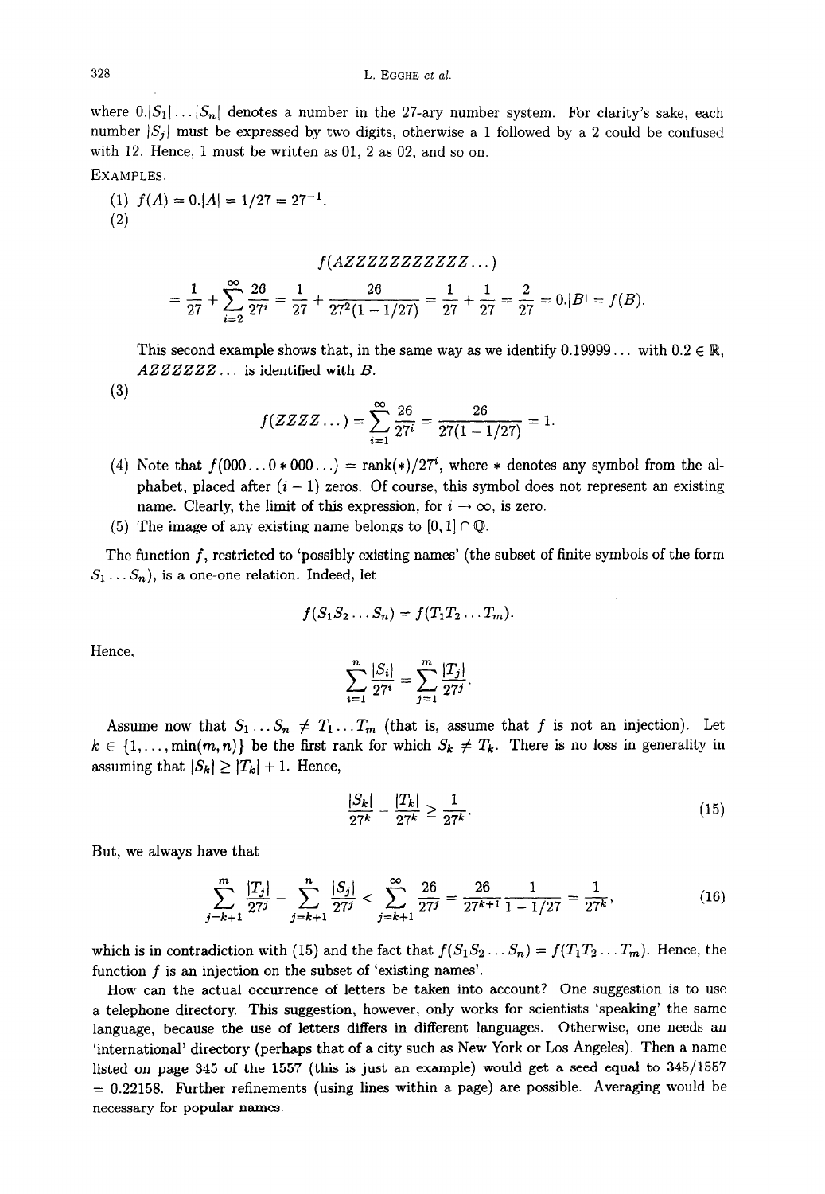where $0.|S_1|\ldots|S_n|$ denotes a number in the 27-ary number system. For clarity's sake, each number $|S_j|$ must be expressed by two digits, otherwise a 1 followed by a 2 could be confused with 12. Hence, 1 must be written as 01, 2 as 02, and so on.

EXAMPLES.

(1) $f(A) = 0.|A| = 1/27 = 27^{-1}$.

(2)

$$f(AZZZZZZZZZZZ\ldots)$$

$$= \frac{1}{27} + \sum_{i=2}^{\infty} \frac{26}{27^i} = \frac{1}{27} + \frac{26}{27^2(1-1/27)} = \frac{1}{27} + \frac{1}{27} = \frac{2}{27} = 0.|B| = f(B).$$

This second example shows that, in the same way as we identify 0.19999... with $0.2 \in \mathbb{R}$, $AZZZZZZ\ldots$ is identified with $B$.

(3)

$$f(ZZZZ\ldots) = \sum_{i=1}^{\infty} \frac{26}{27^i} = \frac{26}{27(1-1/27)} = 1.$$

(4) Note that $f(000\ldots0*000\ldots) = \text{rank}(*)/27^i$, where $*$ denotes any symbol from the alphabet, placed after $(i-1)$ zeros. Of course, this symbol does not represent an existing name. Clearly, the limit of this expression, for $i \to \infty$, is zero.

(5) The image of any existing name belongs to $[0,1] \cap \mathbb{Q}$.

The function $f$, restricted to 'possibly existing names' (the subset of finite symbols of the form $S_1 \ldots S_n$), is a one-one relation. Indeed, let

$$f(S_1 S_2 \ldots S_n) = f(T_1 T_2 \ldots T_m).$$

Hence,

$$\sum_{i=1}^{n} \frac{|S_i|}{27^i} = \sum_{j=1}^{m} \frac{|T_j|}{27^j}.$$

Assume now that $S_1 \ldots S_n \neq T_1 \ldots T_m$ (that is, assume that $f$ is not an injection). Let $k \in \{1, \ldots, \min(m,n)\}$ be the first rank for which $S_k \neq T_k$. There is no loss in generality in assuming that $|S_k| \geq |T_k| + 1$. Hence,

$$\frac{|S_k|}{27^k} - \frac{|T_k|}{27^k} \geq \frac{1}{27^k}. \tag{15}$$

But, we always have that

$$\sum_{j=k+1}^{m} \frac{|T_j|}{27^j} - \sum_{j=k+1}^{n} \frac{|S_j|}{27^j} < \sum_{j=k+1}^{\infty} \frac{26}{27^j} = \frac{26}{27^{k+1}} \frac{1}{1-1/27} = \frac{1}{27^k}, \tag{16}$$

which is in contradiction with (15) and the fact that $f(S_1 S_2 \ldots S_n) = f(T_1 T_2 \ldots T_m)$. Hence, the function $f$ is an injection on the subset of 'existing names'.

How can the actual occurrence of letters be taken into account? One suggestion is to use a telephone directory. This suggestion, however, only works for scientists 'speaking' the same language, because the use of letters differs in different languages. Otherwise, one needs an 'international' directory (perhaps that of a city such as New York or Los Angeles). Then a name listed on page 345 of the 1557 (this is just an example) would get a seed equal to 345/1557 = 0.22158. Further refinements (using lines within a page) are possible. Averaging would be necessary for popular names.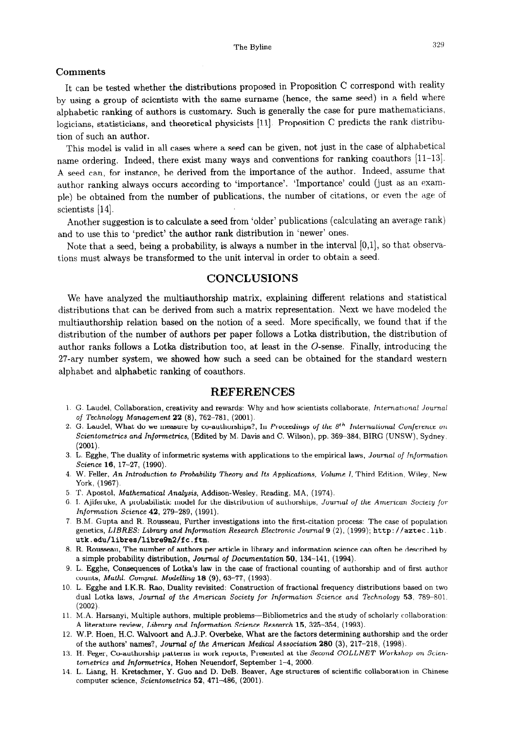### Comments

It can be tested whether the distributions proposed in Proposition C correspond with reality by using a group of scientists with the same surname (hence, the same seed) in a field where alphabetic ranking of authors is customary. Such is generally the case for pure mathematicians, logicians, statisticians, and theoretical physicists [11]. Proposition C predicts the rank distribution of such an author.

This model is valid in all cases where a seed can be given, not just in the case of alphabetical name ordering. Indeed, there exist many ways and conventions for ranking coauthors [11–13]. A seed can, for instance, be derived from the importance of the author. Indeed, assume that author ranking always occurs according to 'importance'. 'Importance' could (just as an example) be obtained from the number of publications, the number of citations, or even the age of scientists [14].

Another suggestion is to calculate a seed from 'older' publications (calculating an average rank) and to use this to 'predict' the author rank distribution in 'newer' ones.

Note that a seed, being a probability, is always a number in the interval [0,1], so that observations must always be transformed to the unit interval in order to obtain a seed.

## CONCLUSIONS

We have analyzed the multiauthorship matrix, explaining different relations and statistical distributions that can be derived from such a matrix representation. Next we have modeled the multiauthorship relation based on the notion of a seed. More specifically, we found that if the distribution of the number of authors per paper follows a Lotka distribution, the distribution of author ranks follows a Lotka distribution too, at least in the $O$-sense. Finally, introducing the 27-ary number system, we showed how such a seed can be obtained for the standard western alphabet and alphabetic ranking of coauthors.

## REFERENCES

1. G. Laudel, Collaboration, creativity and rewards: Why and how scientists collaborate, *International Journal of Technology Management* **22** (8), 762–781, (2001).
2. G. Laudel, What do we measure by co-authorships?, In *Proceedings of the 8th International Conference on Scientometrics and Informetrics*, (Edited by M. Davis and C. Wilson), pp. 369–384, BIRG (UNSW), Sydney, (2001).
3. L. Egghe, The duality of informetric systems with applications to the empirical laws, *Journal of Information Science* **16**, 17–27, (1990).
4. W. Feller, *An Introduction to Probability Theory and Its Applications, Volume I*, Third Edition, Wiley, New York, (1967).
5. T. Apostol, *Mathematical Analysis*, Addison-Wesley, Reading, MA, (1974).
6. I. Ajiferuke, A probabilistic model for the distribution of authorships, *Journal of the American Society for Information Science* **42**, 279–289, (1991).
7. B.M. Gupta and R. Rousseau, Further investigations into the first-citation process: The case of population genetics, *LIBRES: Library and Information Research Electronic Journal* **9** (2), (1999); `http://aztec.lib.utk.edu/libres/libre9n2/fc.ftm`.
8. R. Rousseau, The number of authors per article in library and information science can often be described by a simple probability distribution, *Journal of Documentation* **50**, 134–141, (1994).
9. L. Egghe, Consequences of Lotka's law in the case of fractional counting of authorship and of first author counts, *Mathl. Comput. Modelling* **18** (9), 63–77, (1993).
10. L. Egghe and I.K.R. Rao, Duality revisited: Construction of fractional frequency distributions based on two dual Lotka laws, *Journal of the American Society for Information Science and Technology* **53**, 789–801, (2002).
11. M.A. Harsanyi, Multiple authors, multiple problems—Bibliometrics and the study of scholarly collaboration: A literature review, *Library and Information Science Research* **15**, 325–354, (1993).
12. W.P. Hoen, H.C. Walvoort and A.J.P. Overbeke, What are the factors determining authorship and the order of the authors' names?, *Journal of the American Medical Association* **280** (3), 217–218, (1998).
13. H. Feger, Co-authorship patterns in work reports, Presented at the *Second COLLNET Workshop on Scientometrics and Informetrics*, Hohen Neuendorf, September 1–4, 2000.
14. L. Liang, H. Kretschmer, Y. Guo and D. DeB. Beaver, Age structures of scientific collaboration in Chinese computer science, *Scientometrics* **52**, 471–486, (2001).